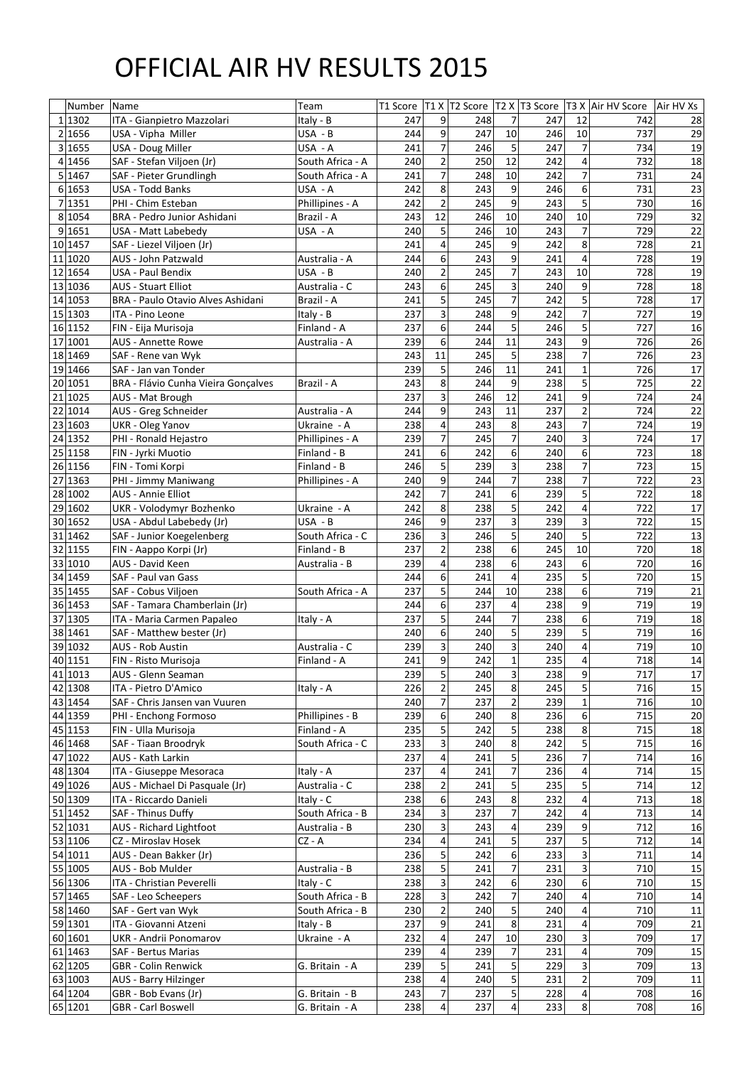# OFFICIAL AIR HV RESULTS 2015

| | Number | Name | Team | T1 Score | T1 X | T2 Score | T2 X | T3 Score | T3 X | Air HV Score | Air HV Xs |
|---|---|---|---|---|---|---|---|---|---|---|---|
| 1 | 1302 | ITA - Gianpietro Mazzolari | Italy - B | 247 | 9 | 248 | 7 | 247 | 12 | 742 | 28 |
| 2 | 1656 | USA - Vipha Miller | USA - B | 244 | 9 | 247 | 10 | 246 | 10 | 737 | 29 |
| 3 | 1655 | USA - Doug Miller | USA - A | 241 | 7 | 246 | 5 | 247 | 7 | 734 | 19 |
| 4 | 1456 | SAF - Stefan Viljoen (Jr) | South Africa - A | 240 | 2 | 250 | 12 | 242 | 4 | 732 | 18 |
| 5 | 1467 | SAF - Pieter Grundlingh | South Africa - A | 241 | 7 | 248 | 10 | 242 | 7 | 731 | 24 |
| 6 | 1653 | USA - Todd Banks | USA - A | 242 | 8 | 243 | 9 | 246 | 6 | 731 | 23 |
| 7 | 1351 | PHI - Chim Esteban | Phillipines - A | 242 | 2 | 245 | 9 | 243 | 5 | 730 | 16 |
| 8 | 1054 | BRA - Pedro Junior Ashidani | Brazil - A | 243 | 12 | 246 | 10 | 240 | 10 | 729 | 32 |
| 9 | 1651 | USA - Matt Labebedy | USA - A | 240 | 5 | 246 | 10 | 243 | 7 | 729 | 22 |
| 10 | 1457 | SAF - Liezel Viljoen (Jr) | | 241 | 4 | 245 | 9 | 242 | 8 | 728 | 21 |
| 11 | 1020 | AUS - John Patzwald | Australia - A | 244 | 6 | 243 | 9 | 241 | 4 | 728 | 19 |
| 12 | 1654 | USA - Paul Bendix | USA - B | 240 | 2 | 245 | 7 | 243 | 10 | 728 | 19 |
| 13 | 1036 | AUS - Stuart Elliot | Australia - C | 243 | 6 | 245 | 3 | 240 | 9 | 728 | 18 |
| 14 | 1053 | BRA - Paulo Otavio Alves Ashidani | Brazil - A | 241 | 5 | 245 | 7 | 242 | 5 | 728 | 17 |
| 15 | 1303 | ITA - Pino Leone | Italy - B | 237 | 3 | 248 | 9 | 242 | 7 | 727 | 19 |
| 16 | 1152 | FIN - Eija Murisoja | Finland - A | 237 | 6 | 244 | 5 | 246 | 5 | 727 | 16 |
| 17 | 1001 | AUS - Annette Rowe | Australia - A | 239 | 6 | 244 | 11 | 243 | 9 | 726 | 26 |
| 18 | 1469 | SAF - Rene van Wyk | | 243 | 11 | 245 | 5 | 238 | 7 | 726 | 23 |
| 19 | 1466 | SAF - Jan van Tonder | | 239 | 5 | 246 | 11 | 241 | 1 | 726 | 17 |
| 20 | 1051 | BRA - Flávio Cunha Vieira Gonçalves | Brazil - A | 243 | 8 | 244 | 9 | 238 | 5 | 725 | 22 |
| 21 | 1025 | AUS - Mat Brough | | 237 | 3 | 246 | 12 | 241 | 9 | 724 | 24 |
| 22 | 1014 | AUS - Greg Schneider | Australia - A | 244 | 9 | 243 | 11 | 237 | 2 | 724 | 22 |
| 23 | 1603 | UKR - Oleg Yanov | Ukraine - A | 238 | 4 | 243 | 8 | 243 | 7 | 724 | 19 |
| 24 | 1352 | PHI - Ronald Hejastro | Phillipines - A | 239 | 7 | 245 | 7 | 240 | 3 | 724 | 17 |
| 25 | 1158 | FIN - Jyrki Muotio | Finland - B | 241 | 6 | 242 | 6 | 240 | 6 | 723 | 18 |
| 26 | 1156 | FIN - Tomi Korpi | Finland - B | 246 | 5 | 239 | 3 | 238 | 7 | 723 | 15 |
| 27 | 1363 | PHI - Jimmy Maniwang | Phillipines - A | 240 | 9 | 244 | 7 | 238 | 7 | 722 | 23 |
| 28 | 1002 | AUS - Annie Elliot | | 242 | 7 | 241 | 6 | 239 | 5 | 722 | 18 |
| 29 | 1602 | UKR - Volodymyr Bozhenko | Ukraine - A | 242 | 8 | 238 | 5 | 242 | 4 | 722 | 17 |
| 30 | 1652 | USA - Abdul Labebedy (Jr) | USA - B | 246 | 9 | 237 | 3 | 239 | 3 | 722 | 15 |
| 31 | 1462 | SAF - Junior Koegelenberg | South Africa - C | 236 | 3 | 246 | 5 | 240 | 5 | 722 | 13 |
| 32 | 1155 | FIN - Aappo Korpi (Jr) | Finland - B | 237 | 2 | 238 | 6 | 245 | 10 | 720 | 18 |
| 33 | 1010 | AUS - David Keen | Australia - B | 239 | 4 | 238 | 6 | 243 | 6 | 720 | 16 |
| 34 | 1459 | SAF - Paul van Gass | | 244 | 6 | 241 | 4 | 235 | 5 | 720 | 15 |
| 35 | 1455 | SAF - Cobus Viljoen | South Africa - A | 237 | 5 | 244 | 10 | 238 | 6 | 719 | 21 |
| 36 | 1453 | SAF - Tamara Chamberlain (Jr) | | 244 | 6 | 237 | 4 | 238 | 9 | 719 | 19 |
| 37 | 1305 | ITA - Maria Carmen Papaleo | Italy - A | 237 | 5 | 244 | 7 | 238 | 6 | 719 | 18 |
| 38 | 1461 | SAF - Matthew bester (Jr) | | 240 | 6 | 240 | 5 | 239 | 5 | 719 | 16 |
| 39 | 1032 | AUS - Rob Austin | Australia - C | 239 | 3 | 240 | 3 | 240 | 4 | 719 | 10 |
| 40 | 1151 | FIN - Risto Murisoja | Finland - A | 241 | 9 | 242 | 1 | 235 | 4 | 718 | 14 |
| 41 | 1013 | AUS - Glenn Seaman | | 239 | 5 | 240 | 3 | 238 | 9 | 717 | 17 |
| 42 | 1308 | ITA - Pietro D'Amico | Italy - A | 226 | 2 | 245 | 8 | 245 | 5 | 716 | 15 |
| 43 | 1454 | SAF - Chris Jansen van Vuuren | | 240 | 7 | 237 | 2 | 239 | 1 | 716 | 10 |
| 44 | 1359 | PHI - Enchong Formoso | Phillipines - B | 239 | 6 | 240 | 8 | 236 | 6 | 715 | 20 |
| 45 | 1153 | FIN - Ulla Murisoja | Finland - A | 235 | 5 | 242 | 5 | 238 | 8 | 715 | 18 |
| 46 | 1468 | SAF - Tiaan Broodryk | South Africa - C | 233 | 3 | 240 | 8 | 242 | 5 | 715 | 16 |
| 47 | 1022 | AUS - Kath Larkin | | 237 | 4 | 241 | 5 | 236 | 7 | 714 | 16 |
| 48 | 1304 | ITA - Giuseppe Mesoraca | Italy - A | 237 | 4 | 241 | 7 | 236 | 4 | 714 | 15 |
| 49 | 1026 | AUS - Michael Di Pasquale (Jr) | Australia - C | 238 | 2 | 241 | 5 | 235 | 5 | 714 | 12 |
| 50 | 1309 | ITA - Riccardo Danieli | Italy - C | 238 | 6 | 243 | 8 | 232 | 4 | 713 | 18 |
| 51 | 1452 | SAF - Thinus Duffy | South Africa - B | 234 | 3 | 237 | 7 | 242 | 4 | 713 | 14 |
| 52 | 1031 | AUS - Richard Lightfoot | Australia - B | 230 | 3 | 243 | 4 | 239 | 9 | 712 | 16 |
| 53 | 1106 | CZ - Miroslav Hosek | CZ - A | 234 | 4 | 241 | 5 | 237 | 5 | 712 | 14 |
| 54 | 1011 | AUS - Dean Bakker (Jr) | | 236 | 5 | 242 | 6 | 233 | 3 | 711 | 14 |
| 55 | 1005 | AUS - Bob Mulder | Australia - B | 238 | 5 | 241 | 7 | 231 | 3 | 710 | 15 |
| 56 | 1306 | ITA - Christian Peverelli | Italy - C | 238 | 3 | 242 | 6 | 230 | 6 | 710 | 15 |
| 57 | 1465 | SAF - Leo Scheepers | South Africa - B | 228 | 3 | 242 | 7 | 240 | 4 | 710 | 14 |
| 58 | 1460 | SAF - Gert van Wyk | South Africa - B | 230 | 2 | 240 | 5 | 240 | 4 | 710 | 11 |
| 59 | 1301 | ITA - Giovanni Atzeni | Italy - B | 237 | 9 | 241 | 8 | 231 | 4 | 709 | 21 |
| 60 | 1601 | UKR - Andrii Ponomarov | Ukraine - A | 232 | 4 | 247 | 10 | 230 | 3 | 709 | 17 |
| 61 | 1463 | SAF - Bertus Marias | | 239 | 4 | 239 | 7 | 231 | 4 | 709 | 15 |
| 62 | 1205 | GBR - Colin Renwick | G. Britain - A | 239 | 5 | 241 | 5 | 229 | 3 | 709 | 13 |
| 63 | 1003 | AUS - Barry Hilzinger | | 238 | 4 | 240 | 5 | 231 | 2 | 709 | 11 |
| 64 | 1204 | GBR - Bob Evans (Jr) | G. Britain - B | 243 | 7 | 237 | 5 | 228 | 4 | 708 | 16 |
| 65 | 1201 | GBR - Carl Boswell | G. Britain - A | 238 | 4 | 237 | 4 | 233 | 8 | 708 | 16 |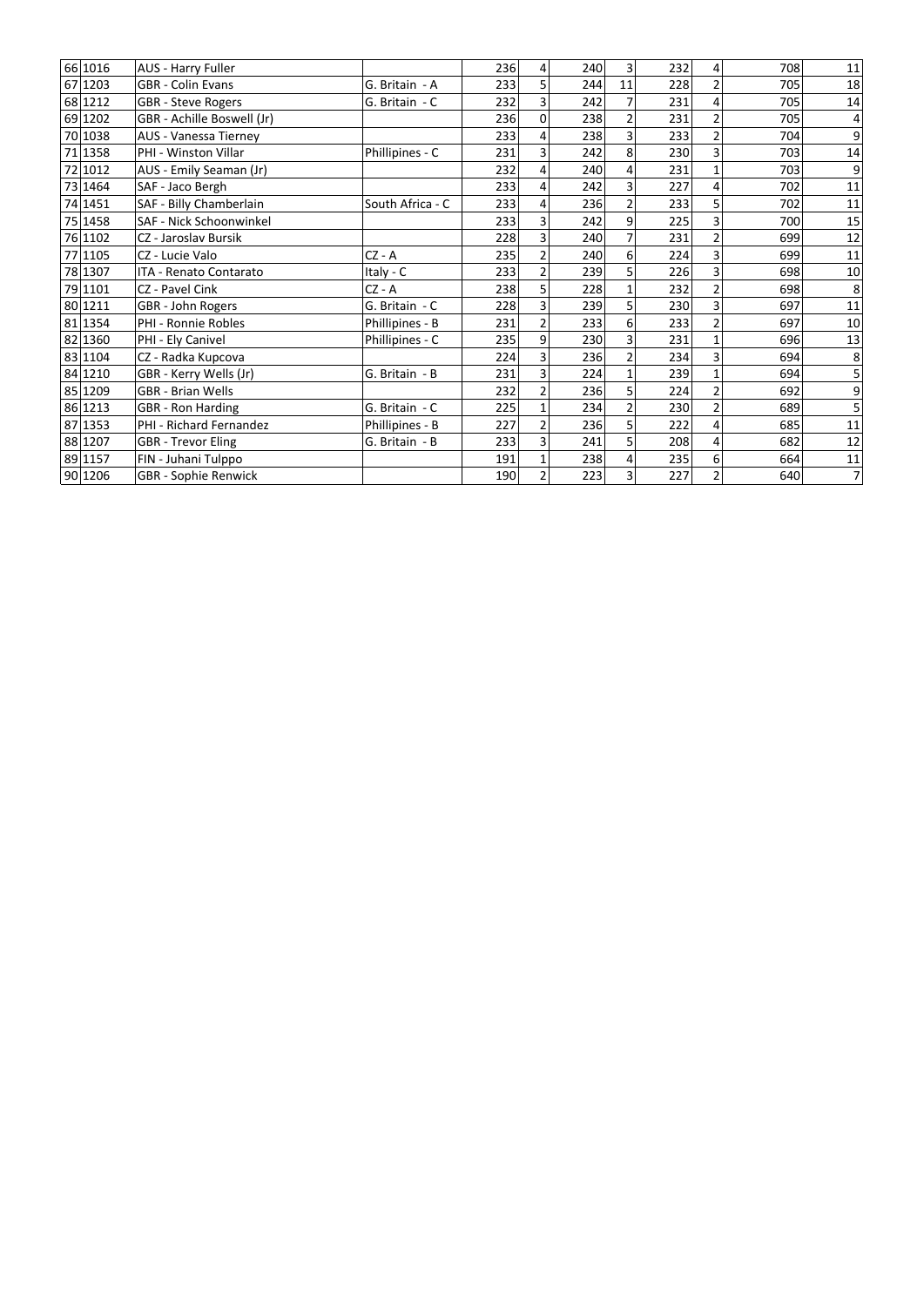| | | | | | | | | | | | |
|---|---|---|---|---|---|---|---|---|---|---|---|
| 66 | 1016 | AUS - Harry Fuller | | 236 | 4 | 240 | 3 | 232 | 4 | 708 | 11 |
| 67 | 1203 | GBR - Colin Evans | G. Britain - A | 233 | 5 | 244 | 11 | 228 | 2 | 705 | 18 |
| 68 | 1212 | GBR - Steve Rogers | G. Britain - C | 232 | 3 | 242 | 7 | 231 | 4 | 705 | 14 |
| 69 | 1202 | GBR - Achille Boswell (Jr) | | 236 | 0 | 238 | 2 | 231 | 2 | 705 | 4 |
| 70 | 1038 | AUS - Vanessa Tierney | | 233 | 4 | 238 | 3 | 233 | 2 | 704 | 9 |
| 71 | 1358 | PHI - Winston Villar | Phillipines - C | 231 | 3 | 242 | 8 | 230 | 3 | 703 | 14 |
| 72 | 1012 | AUS - Emily Seaman (Jr) | | 232 | 4 | 240 | 4 | 231 | 1 | 703 | 9 |
| 73 | 1464 | SAF - Jaco Bergh | | 233 | 4 | 242 | 3 | 227 | 4 | 702 | 11 |
| 74 | 1451 | SAF - Billy Chamberlain | South Africa - C | 233 | 4 | 236 | 2 | 233 | 5 | 702 | 11 |
| 75 | 1458 | SAF - Nick Schoonwinkel | | 233 | 3 | 242 | 9 | 225 | 3 | 700 | 15 |
| 76 | 1102 | CZ - Jaroslav Bursik | | 228 | 3 | 240 | 7 | 231 | 2 | 699 | 12 |
| 77 | 1105 | CZ - Lucie Valo | CZ - A | 235 | 2 | 240 | 6 | 224 | 3 | 699 | 11 |
| 78 | 1307 | ITA - Renato Contarato | Italy - C | 233 | 2 | 239 | 5 | 226 | 3 | 698 | 10 |
| 79 | 1101 | CZ - Pavel Cink | CZ - A | 238 | 5 | 228 | 1 | 232 | 2 | 698 | 8 |
| 80 | 1211 | GBR - John Rogers | G. Britain - C | 228 | 3 | 239 | 5 | 230 | 3 | 697 | 11 |
| 81 | 1354 | PHI - Ronnie Robles | Phillipines - B | 231 | 2 | 233 | 6 | 233 | 2 | 697 | 10 |
| 82 | 1360 | PHI - Ely Canivel | Phillipines - C | 235 | 9 | 230 | 3 | 231 | 1 | 696 | 13 |
| 83 | 1104 | CZ - Radka Kupcova | | 224 | 3 | 236 | 2 | 234 | 3 | 694 | 8 |
| 84 | 1210 | GBR - Kerry Wells (Jr) | G. Britain - B | 231 | 3 | 224 | 1 | 239 | 1 | 694 | 5 |
| 85 | 1209 | GBR - Brian Wells | | 232 | 2 | 236 | 5 | 224 | 2 | 692 | 9 |
| 86 | 1213 | GBR - Ron Harding | G. Britain - C | 225 | 1 | 234 | 2 | 230 | 2 | 689 | 5 |
| 87 | 1353 | PHI - Richard Fernandez | Phillipines - B | 227 | 2 | 236 | 5 | 222 | 4 | 685 | 11 |
| 88 | 1207 | GBR - Trevor Eling | G. Britain - B | 233 | 3 | 241 | 5 | 208 | 4 | 682 | 12 |
| 89 | 1157 | FIN - Juhani Tulppo | | 191 | 1 | 238 | 4 | 235 | 6 | 664 | 11 |
| 90 | 1206 | GBR - Sophie Renwick | | 190 | 2 | 223 | 3 | 227 | 2 | 640 | 7 |